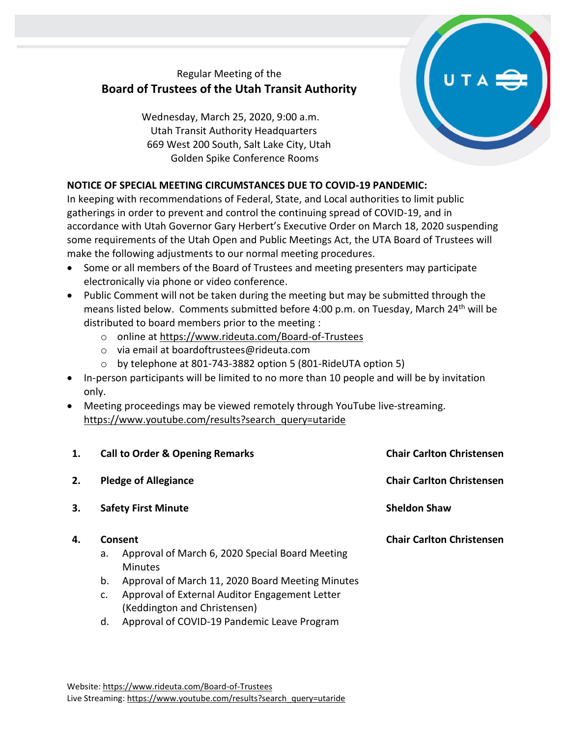Regular Meeting of the

# Board of Trustees of the Utah Transit Authority

Wednesday, March 25, 2020, 9:00 a.m.
Utah Transit Authority Headquarters
669 West 200 South, Salt Lake City, Utah
Golden Spike Conference Rooms

**NOTICE OF SPECIAL MEETING CIRCUMSTANCES DUE TO COVID-19 PANDEMIC:**
In keeping with recommendations of Federal, State, and Local authorities to limit public gatherings in order to prevent and control the continuing spread of COVID-19, and in accordance with Utah Governor Gary Herbert's Executive Order on March 18, 2020 suspending some requirements of the Utah Open and Public Meetings Act, the UTA Board of Trustees will make the following adjustments to our normal meeting procedures.

- Some or all members of the Board of Trustees and meeting presenters may participate electronically via phone or video conference.
- Public Comment will not be taken during the meeting but may be submitted through the means listed below. Comments submitted before 4:00 p.m. on Tuesday, March 24th will be distributed to board members prior to the meeting :
  - online at https://www.rideuta.com/Board-of-Trustees
  - via email at boardoftrustees@rideuta.com
  - by telephone at 801-743-3882 option 5 (801-RideUTA option 5)
- In-person participants will be limited to no more than 10 people and will be by invitation only.
- Meeting proceedings may be viewed remotely through YouTube live-streaming. https://www.youtube.com/results?search_query=utaride

| | | |
|---|---|---|
| **1.** | **Call to Order & Opening Remarks** | **Chair Carlton Christensen** |
| **2.** | **Pledge of Allegiance** | **Chair Carlton Christensen** |
| **3.** | **Safety First Minute** | **Sheldon Shaw** |
| **4.** | **Consent** | **Chair Carlton Christensen** |

a. Approval of March 6, 2020 Special Board Meeting Minutes
b. Approval of March 11, 2020 Board Meeting Minutes
c. Approval of External Auditor Engagement Letter (Keddington and Christensen)
d. Approval of COVID-19 Pandemic Leave Program

Website: https://www.rideuta.com/Board-of-Trustees
Live Streaming: https://www.youtube.com/results?search_query=utaride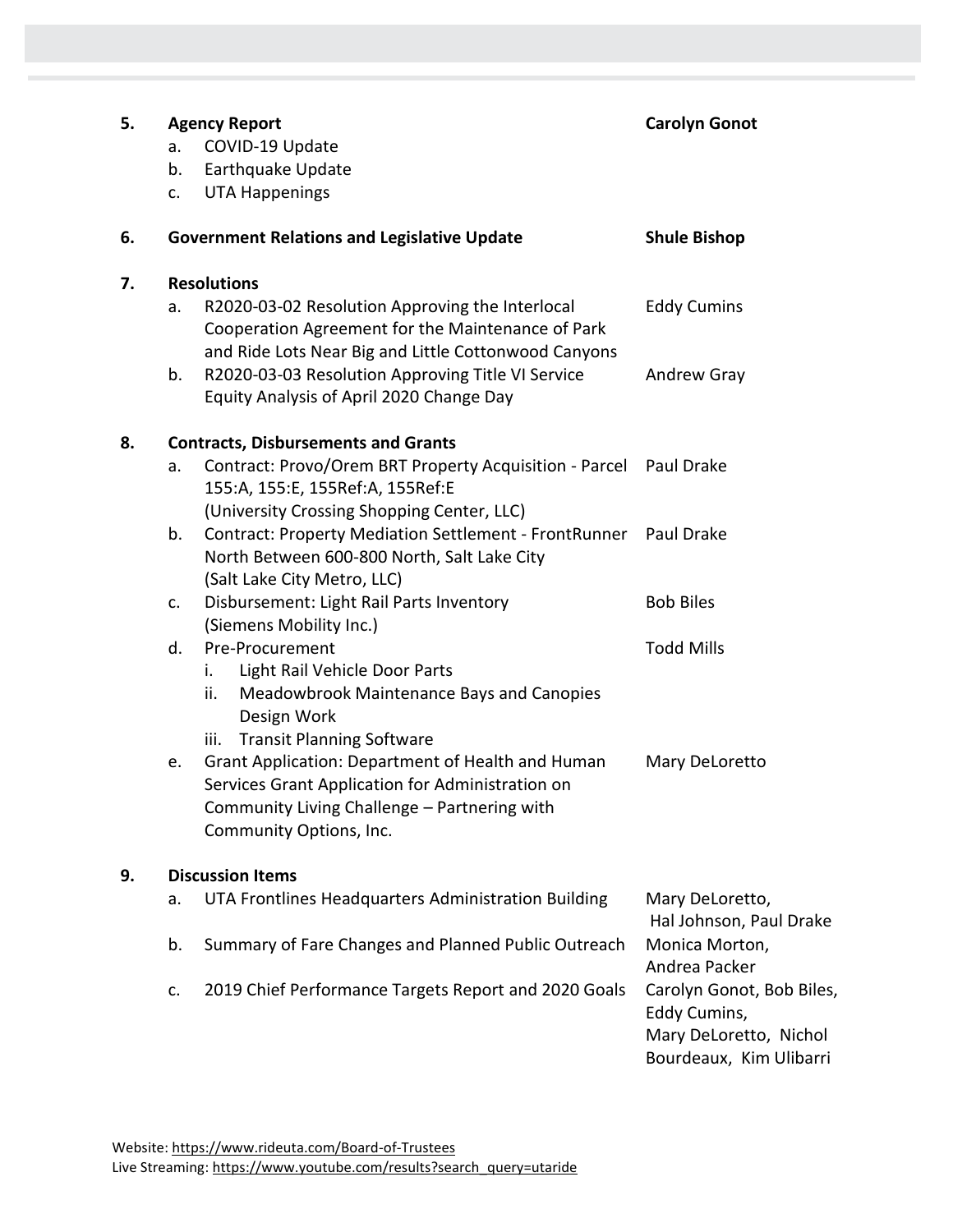**5. Agency Report** — **Carolyn Gonot**

a. COVID-19 Update
b. Earthquake Update
c. UTA Happenings

**6. Government Relations and Legislative Update** — **Shule Bishop**

**7. Resolutions**

a. R2020-03-02 Resolution Approving the Interlocal Cooperation Agreement for the Maintenance of Park and Ride Lots Near Big and Little Cottonwood Canyons — Eddy Cumins
b. R2020-03-03 Resolution Approving Title VI Service Equity Analysis of April 2020 Change Day — Andrew Gray

**8. Contracts, Disbursements and Grants**

a. Contract: Provo/Orem BRT Property Acquisition - Parcel 155:A, 155:E, 155Ref:A, 155Ref:E (University Crossing Shopping Center, LLC) — Paul Drake
b. Contract: Property Mediation Settlement - FrontRunner North Between 600-800 North, Salt Lake City (Salt Lake City Metro, LLC) — Paul Drake
c. Disbursement: Light Rail Parts Inventory (Siemens Mobility Inc.) — Bob Biles
d. Pre-Procurement — Todd Mills
   i. Light Rail Vehicle Door Parts
   ii. Meadowbrook Maintenance Bays and Canopies Design Work
   iii. Transit Planning Software
e. Grant Application: Department of Health and Human Services Grant Application for Administration on Community Living Challenge – Partnering with Community Options, Inc. — Mary DeLoretto

**9. Discussion Items**

a. UTA Frontlines Headquarters Administration Building — Mary DeLoretto, Hal Johnson, Paul Drake
b. Summary of Fare Changes and Planned Public Outreach — Monica Morton, Andrea Packer
c. 2019 Chief Performance Targets Report and 2020 Goals — Carolyn Gonot, Bob Biles, Eddy Cumins, Mary DeLoretto, Nichol Bourdeaux, Kim Ulibarri

Website: https://www.rideuta.com/Board-of-Trustees
Live Streaming: https://www.youtube.com/results?search_query=utaride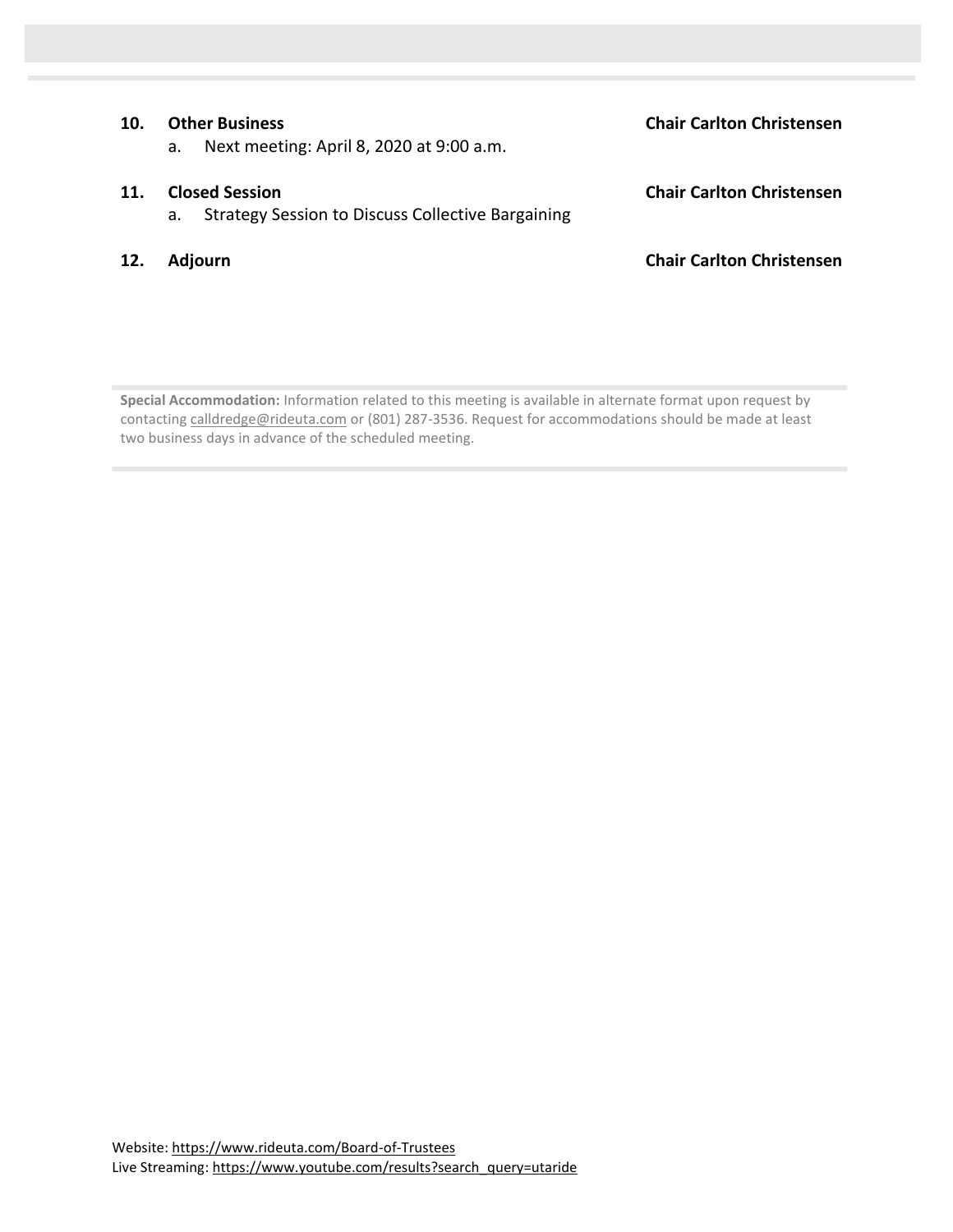**10. Other Business** **Chair Carlton Christensen**

a. Next meeting: April 8, 2020 at 9:00 a.m.

**11. Closed Session** **Chair Carlton Christensen**

a. Strategy Session to Discuss Collective Bargaining

**12. Adjourn** **Chair Carlton Christensen**

**Special Accommodation:** Information related to this meeting is available in alternate format upon request by contacting calldredge@rideuta.com or (801) 287-3536. Request for accommodations should be made at least two business days in advance of the scheduled meeting.

Website: https://www.rideuta.com/Board-of-Trustees
Live Streaming: https://www.youtube.com/results?search_query=utaride